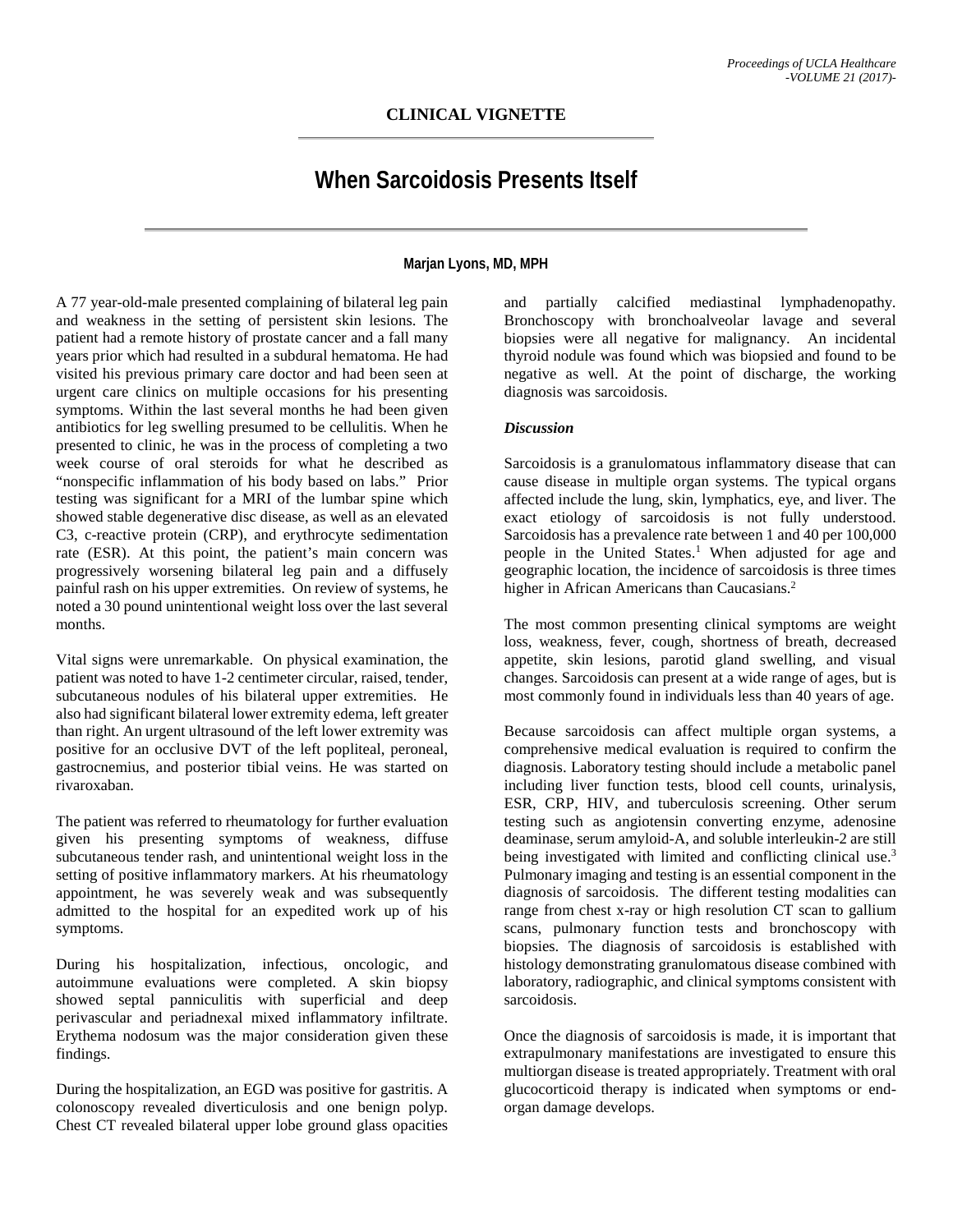## CLINICAL VIGNETTE

# When Sarcoidosis Presents Itself

**Marjan Lyons, MD, MPH**

A 77 year-old-male presented complaining of bilateral leg pain and weakness in the setting of persistent skin lesions. The patient had a remote history of prostate cancer and a fall many years prior which had resulted in a subdural hematoma. He had visited his previous primary care doctor and had been seen at urgent care clinics on multiple occasions for his presenting symptoms. Within the last several months he had been given antibiotics for leg swelling presumed to be cellulitis. When he presented to clinic, he was in the process of completing a two week course of oral steroids for what he described as "nonspecific inflammation of his body based on labs." Prior testing was significant for a MRI of the lumbar spine which showed stable degenerative disc disease, as well as an elevated C3, c-reactive protein (CRP), and erythrocyte sedimentation rate (ESR). At this point, the patient's main concern was progressively worsening bilateral leg pain and a diffusely painful rash on his upper extremities. On review of systems, he noted a 30 pound unintentional weight loss over the last several months.

Vital signs were unremarkable. On physical examination, the patient was noted to have 1-2 centimeter circular, raised, tender, subcutaneous nodules of his bilateral upper extremities. He also had significant bilateral lower extremity edema, left greater than right. An urgent ultrasound of the left lower extremity was positive for an occlusive DVT of the left popliteal, peroneal, gastrocnemius, and posterior tibial veins. He was started on rivaroxaban.

The patient was referred to rheumatology for further evaluation given his presenting symptoms of weakness, diffuse subcutaneous tender rash, and unintentional weight loss in the setting of positive inflammatory markers. At his rheumatology appointment, he was severely weak and was subsequently admitted to the hospital for an expedited work up of his symptoms.

During his hospitalization, infectious, oncologic, and autoimmune evaluations were completed. A skin biopsy showed septal panniculitis with superficial and deep perivascular and periadnexal mixed inflammatory infiltrate. Erythema nodosum was the major consideration given these findings.

During the hospitalization, an EGD was positive for gastritis. A colonoscopy revealed diverticulosis and one benign polyp. Chest CT revealed bilateral upper lobe ground glass opacities and partially calcified mediastinal lymphadenopathy. Bronchoscopy with bronchoalveolar lavage and several biopsies were all negative for malignancy. An incidental thyroid nodule was found which was biopsied and found to be negative as well. At the point of discharge, the working diagnosis was sarcoidosis.

### *Discussion*

Sarcoidosis is a granulomatous inflammatory disease that can cause disease in multiple organ systems. The typical organs affected include the lung, skin, lymphatics, eye, and liver. The exact etiology of sarcoidosis is not fully understood. Sarcoidosis has a prevalence rate between 1 and 40 per 100,000 people in the United States.[1] When adjusted for age and geographic location, the incidence of sarcoidosis is three times higher in African Americans than Caucasians.[2]

The most common presenting clinical symptoms are weight loss, weakness, fever, cough, shortness of breath, decreased appetite, skin lesions, parotid gland swelling, and visual changes. Sarcoidosis can present at a wide range of ages, but is most commonly found in individuals less than 40 years of age.

Because sarcoidosis can affect multiple organ systems, a comprehensive medical evaluation is required to confirm the diagnosis. Laboratory testing should include a metabolic panel including liver function tests, blood cell counts, urinalysis, ESR, CRP, HIV, and tuberculosis screening. Other serum testing such as angiotensin converting enzyme, adenosine deaminase, serum amyloid-A, and soluble interleukin-2 are still being investigated with limited and conflicting clinical use.[3] Pulmonary imaging and testing is an essential component in the diagnosis of sarcoidosis. The different testing modalities can range from chest x-ray or high resolution CT scan to gallium scans, pulmonary function tests and bronchoscopy with biopsies. The diagnosis of sarcoidosis is established with histology demonstrating granulomatous disease combined with laboratory, radiographic, and clinical symptoms consistent with sarcoidosis.

Once the diagnosis of sarcoidosis is made, it is important that extrapulmonary manifestations are investigated to ensure this multiorgan disease is treated appropriately. Treatment with oral glucocorticoid therapy is indicated when symptoms or end-organ damage develops.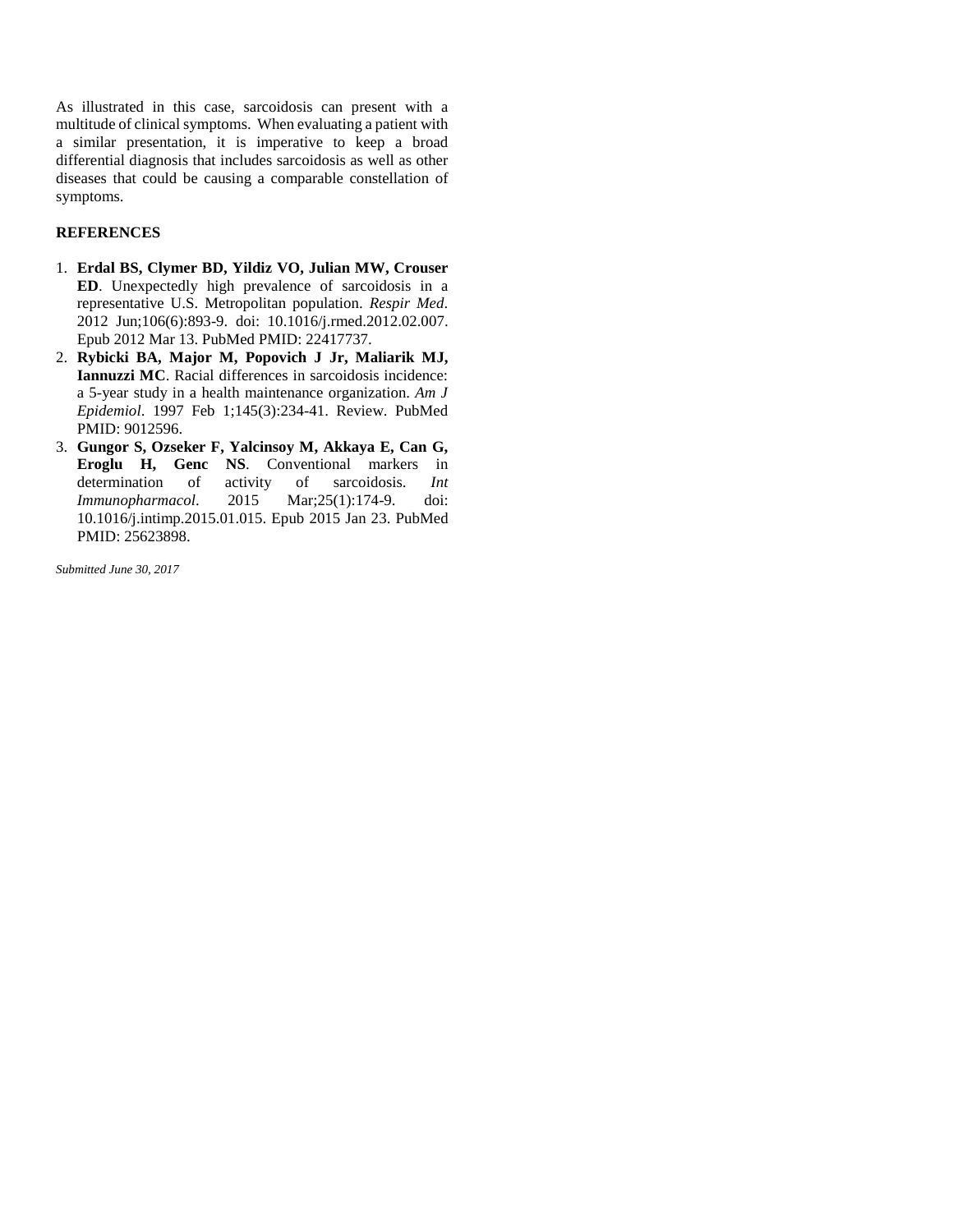As illustrated in this case, sarcoidosis can present with a multitude of clinical symptoms. When evaluating a patient with a similar presentation, it is imperative to keep a broad differential diagnosis that includes sarcoidosis as well as other diseases that could be causing a comparable constellation of symptoms.

**REFERENCES**

1. **Erdal BS, Clymer BD, Yildiz VO, Julian MW, Crouser ED**. Unexpectedly high prevalence of sarcoidosis in a representative U.S. Metropolitan population. *Respir Med*. 2012 Jun;106(6):893-9. doi: 10.1016/j.rmed.2012.02.007. Epub 2012 Mar 13. PubMed PMID: 22417737.
2. **Rybicki BA, Major M, Popovich J Jr, Maliarik MJ, Iannuzzi MC**. Racial differences in sarcoidosis incidence: a 5-year study in a health maintenance organization. *Am J Epidemiol*. 1997 Feb 1;145(3):234-41. Review. PubMed PMID: 9012596.
3. **Gungor S, Ozseker F, Yalcinsoy M, Akkaya E, Can G, Eroglu H, Genc NS**. Conventional markers in determination of activity of sarcoidosis. *Int Immunopharmacol*. 2015 Mar;25(1):174-9. doi: 10.1016/j.intimp.2015.01.015. Epub 2015 Jan 23. PubMed PMID: 25623898.

*Submitted June 30, 2017*